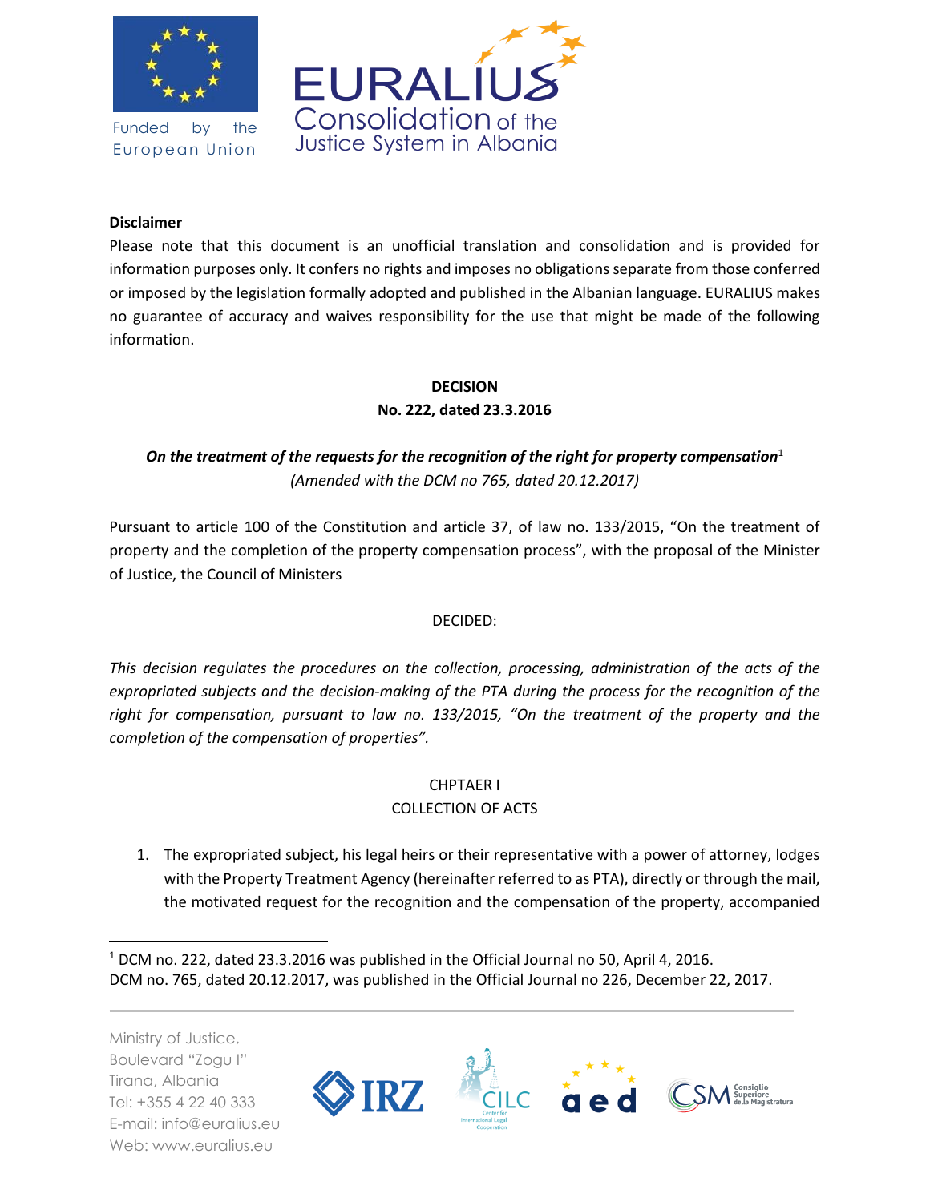**Disclaimer**

Please note that this document is an unofficial translation and consolidation and is provided for information purposes only. It confers no rights and imposes no obligations separate from those conferred or imposed by the legislation formally adopted and published in the Albanian language. EURALIUS makes no guarantee of accuracy and waives responsibility for the use that might be made of the following information.

**DECISION**
**No. 222, dated 23.3.2016**

***On the treatment of the requests for the recognition of the right for property compensation***[1]
*(Amended with the DCM no 765, dated 20.12.2017)*

Pursuant to article 100 of the Constitution and article 37, of law no. 133/2015, "On the treatment of property and the completion of the property compensation process", with the proposal of the Minister of Justice, the Council of Ministers

DECIDED:

*This decision regulates the procedures on the collection, processing, administration of the acts of the expropriated subjects and the decision-making of the PTA during the process for the recognition of the right for compensation, pursuant to law no. 133/2015, "On the treatment of the property and the completion of the compensation of properties".*

CHPTAER I
COLLECTION OF ACTS

1. The expropriated subject, his legal heirs or their representative with a power of attorney, lodges with the Property Treatment Agency (hereinafter referred to as PTA), directly or through the mail, the motivated request for the recognition and the compensation of the property, accompanied

---

[1] DCM no. 222, dated 23.3.2016 was published in the Official Journal no 50, April 4, 2016.
DCM no. 765, dated 20.12.2017, was published in the Official Journal no 226, December 22, 2017.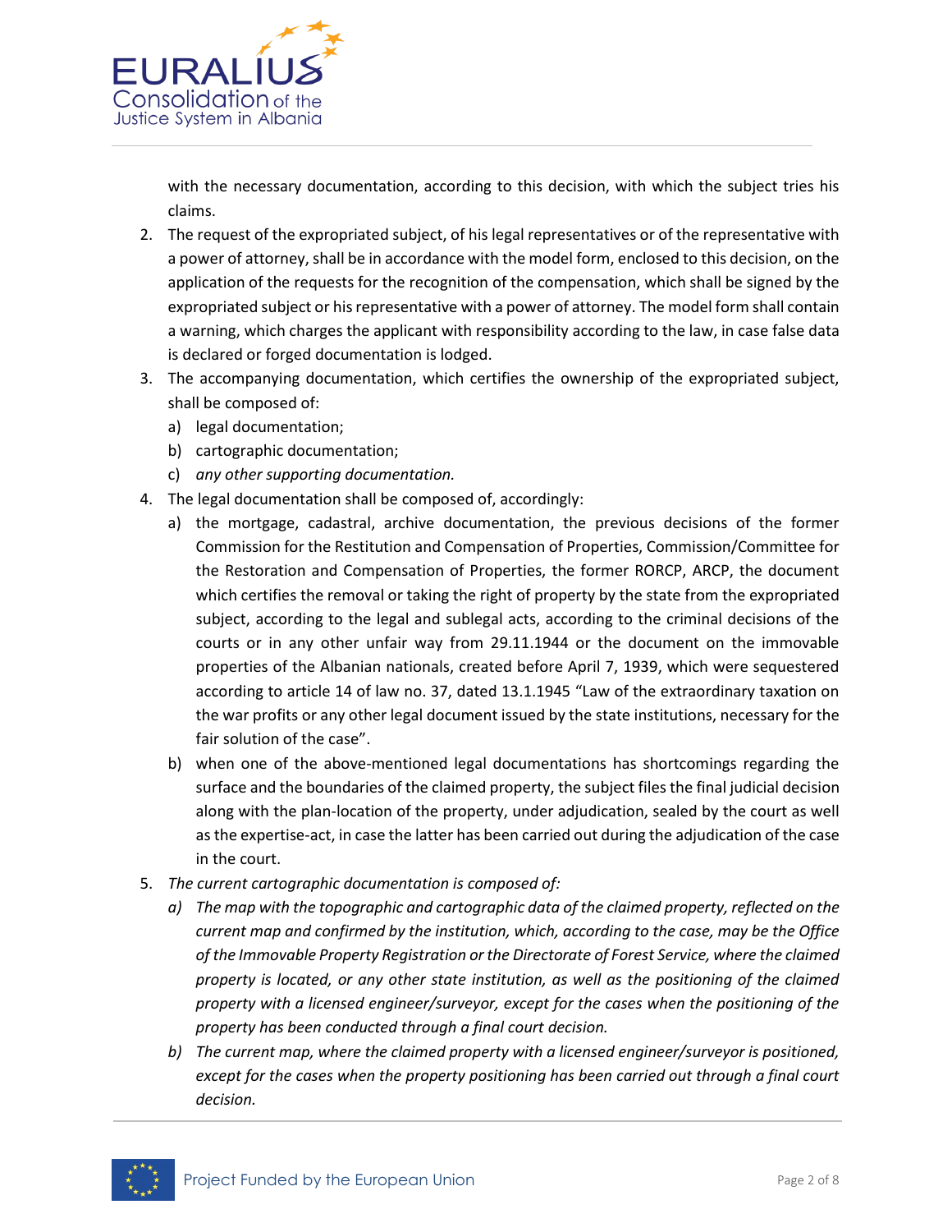with the necessary documentation, according to this decision, with which the subject tries his claims.

2. The request of the expropriated subject, of his legal representatives or of the representative with a power of attorney, shall be in accordance with the model form, enclosed to this decision, on the application of the requests for the recognition of the compensation, which shall be signed by the expropriated subject or his representative with a power of attorney. The model form shall contain a warning, which charges the applicant with responsibility according to the law, in case false data is declared or forged documentation is lodged.
3. The accompanying documentation, which certifies the ownership of the expropriated subject, shall be composed of:
   a) legal documentation;
   b) cartographic documentation;
   c) *any other supporting documentation.*
4. The legal documentation shall be composed of, accordingly:
   a) the mortgage, cadastral, archive documentation, the previous decisions of the former Commission for the Restitution and Compensation of Properties, Commission/Committee for the Restoration and Compensation of Properties, the former RORCP, ARCP, the document which certifies the removal or taking the right of property by the state from the expropriated subject, according to the legal and sublegal acts, according to the criminal decisions of the courts or in any other unfair way from 29.11.1944 or the document on the immovable properties of the Albanian nationals, created before April 7, 1939, which were sequestered according to article 14 of law no. 37, dated 13.1.1945 "Law of the extraordinary taxation on the war profits or any other legal document issued by the state institutions, necessary for the fair solution of the case".
   b) when one of the above-mentioned legal documentations has shortcomings regarding the surface and the boundaries of the claimed property, the subject files the final judicial decision along with the plan-location of the property, under adjudication, sealed by the court as well as the expertise-act, in case the latter has been carried out during the adjudication of the case in the court.
5. *The current cartographic documentation is composed of:*
   a) *The map with the topographic and cartographic data of the claimed property, reflected on the current map and confirmed by the institution, which, according to the case, may be the Office of the Immovable Property Registration or the Directorate of Forest Service, where the claimed property is located, or any other state institution, as well as the positioning of the claimed property with a licensed engineer/surveyor, except for the cases when the positioning of the property has been conducted through a final court decision.*
   b) *The current map, where the claimed property with a licensed engineer/surveyor is positioned, except for the cases when the property positioning has been carried out through a final court decision.*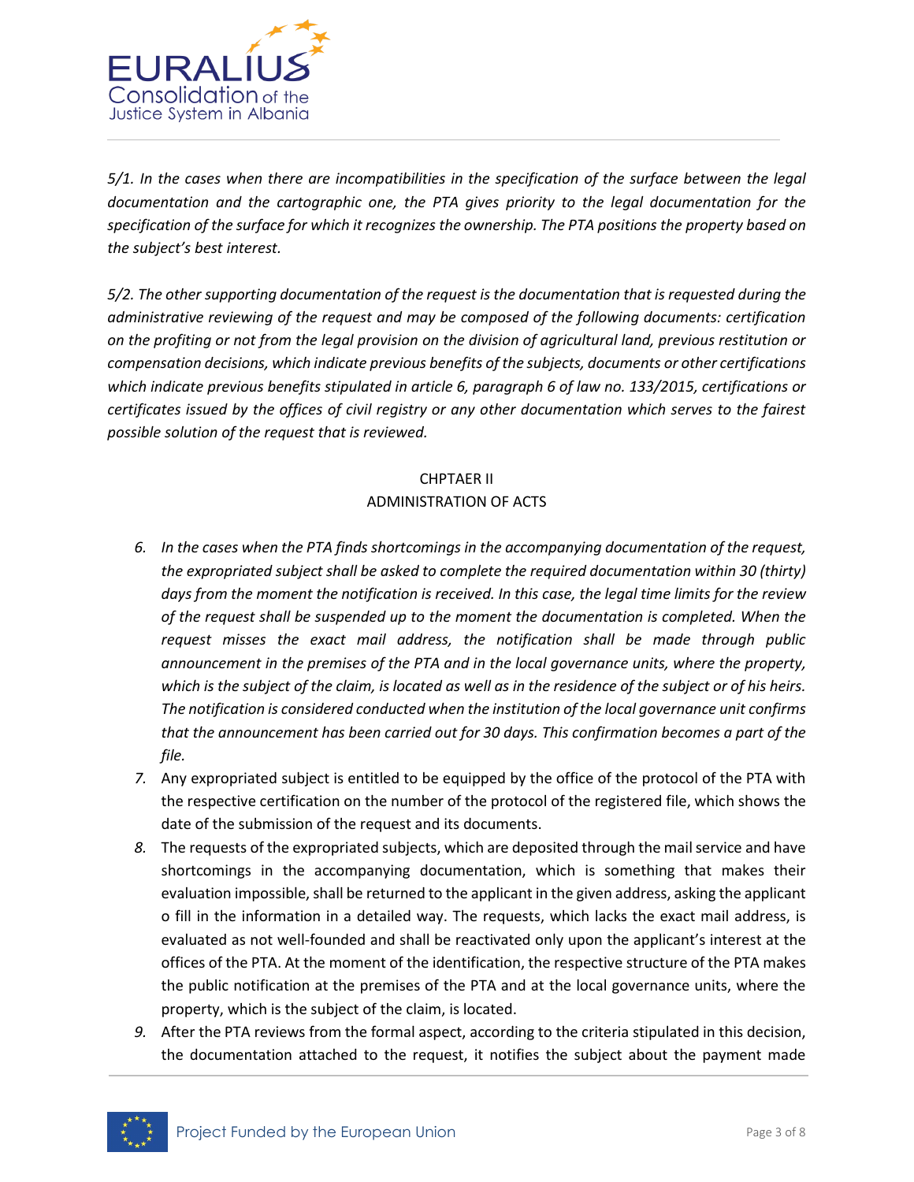*5/1. In the cases when there are incompatibilities in the specification of the surface between the legal documentation and the cartographic one, the PTA gives priority to the legal documentation for the specification of the surface for which it recognizes the ownership. The PTA positions the property based on the subject's best interest.*

*5/2. The other supporting documentation of the request is the documentation that is requested during the administrative reviewing of the request and may be composed of the following documents: certification on the profiting or not from the legal provision on the division of agricultural land, previous restitution or compensation decisions, which indicate previous benefits of the subjects, documents or other certifications which indicate previous benefits stipulated in article 6, paragraph 6 of law no. 133/2015, certifications or certificates issued by the offices of civil registry or any other documentation which serves to the fairest possible solution of the request that is reviewed.*

CHPTAER II
ADMINISTRATION OF ACTS

6. *In the cases when the PTA finds shortcomings in the accompanying documentation of the request, the expropriated subject shall be asked to complete the required documentation within 30 (thirty) days from the moment the notification is received. In this case, the legal time limits for the review of the request shall be suspended up to the moment the documentation is completed. When the request misses the exact mail address, the notification shall be made through public announcement in the premises of the PTA and in the local governance units, where the property, which is the subject of the claim, is located as well as in the residence of the subject or of his heirs. The notification is considered conducted when the institution of the local governance unit confirms that the announcement has been carried out for 30 days. This confirmation becomes a part of the file.*
7. Any expropriated subject is entitled to be equipped by the office of the protocol of the PTA with the respective certification on the number of the protocol of the registered file, which shows the date of the submission of the request and its documents.
8. The requests of the expropriated subjects, which are deposited through the mail service and have shortcomings in the accompanying documentation, which is something that makes their evaluation impossible, shall be returned to the applicant in the given address, asking the applicant o fill in the information in a detailed way. The requests, which lacks the exact mail address, is evaluated as not well-founded and shall be reactivated only upon the applicant's interest at the offices of the PTA. At the moment of the identification, the respective structure of the PTA makes the public notification at the premises of the PTA and at the local governance units, where the property, which is the subject of the claim, is located.
9. After the PTA reviews from the formal aspect, according to the criteria stipulated in this decision, the documentation attached to the request, it notifies the subject about the payment made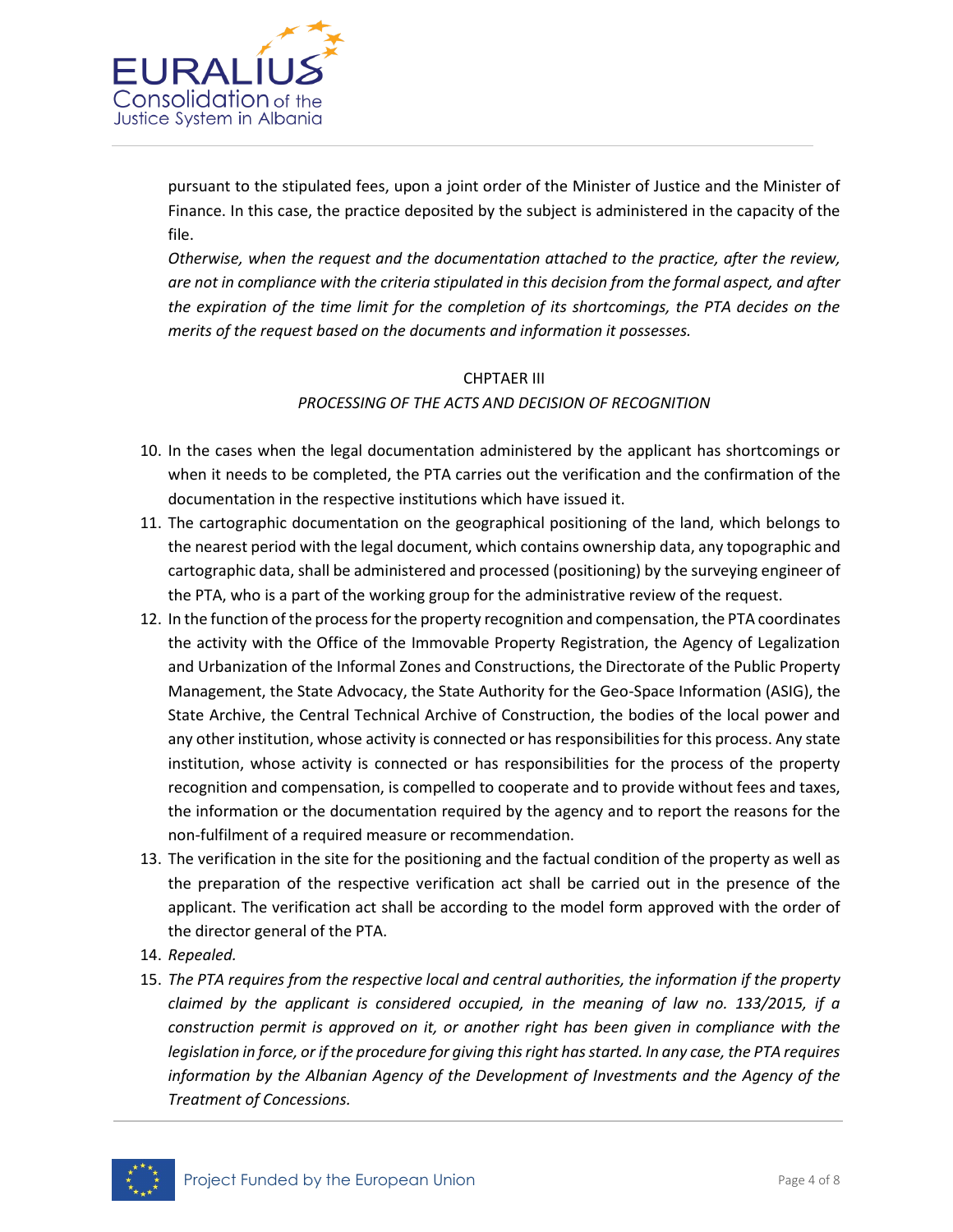pursuant to the stipulated fees, upon a joint order of the Minister of Justice and the Minister of Finance. In this case, the practice deposited by the subject is administered in the capacity of the file.

*Otherwise, when the request and the documentation attached to the practice, after the review, are not in compliance with the criteria stipulated in this decision from the formal aspect, and after the expiration of the time limit for the completion of its shortcomings, the PTA decides on the merits of the request based on the documents and information it possesses.*

CHPTAER III

*PROCESSING OF THE ACTS AND DECISION OF RECOGNITION*

10. In the cases when the legal documentation administered by the applicant has shortcomings or when it needs to be completed, the PTA carries out the verification and the confirmation of the documentation in the respective institutions which have issued it.
11. The cartographic documentation on the geographical positioning of the land, which belongs to the nearest period with the legal document, which contains ownership data, any topographic and cartographic data, shall be administered and processed (positioning) by the surveying engineer of the PTA, who is a part of the working group for the administrative review of the request.
12. In the function of the process for the property recognition and compensation, the PTA coordinates the activity with the Office of the Immovable Property Registration, the Agency of Legalization and Urbanization of the Informal Zones and Constructions, the Directorate of the Public Property Management, the State Advocacy, the State Authority for the Geo-Space Information (ASIG), the State Archive, the Central Technical Archive of Construction, the bodies of the local power and any other institution, whose activity is connected or has responsibilities for this process. Any state institution, whose activity is connected or has responsibilities for the process of the property recognition and compensation, is compelled to cooperate and to provide without fees and taxes, the information or the documentation required by the agency and to report the reasons for the non-fulfilment of a required measure or recommendation.
13. The verification in the site for the positioning and the factual condition of the property as well as the preparation of the respective verification act shall be carried out in the presence of the applicant. The verification act shall be according to the model form approved with the order of the director general of the PTA.
14. *Repealed.*
15. *The PTA requires from the respective local and central authorities, the information if the property claimed by the applicant is considered occupied, in the meaning of law no. 133/2015, if a construction permit is approved on it, or another right has been given in compliance with the legislation in force, or if the procedure for giving this right has started. In any case, the PTA requires information by the Albanian Agency of the Development of Investments and the Agency of the Treatment of Concessions.*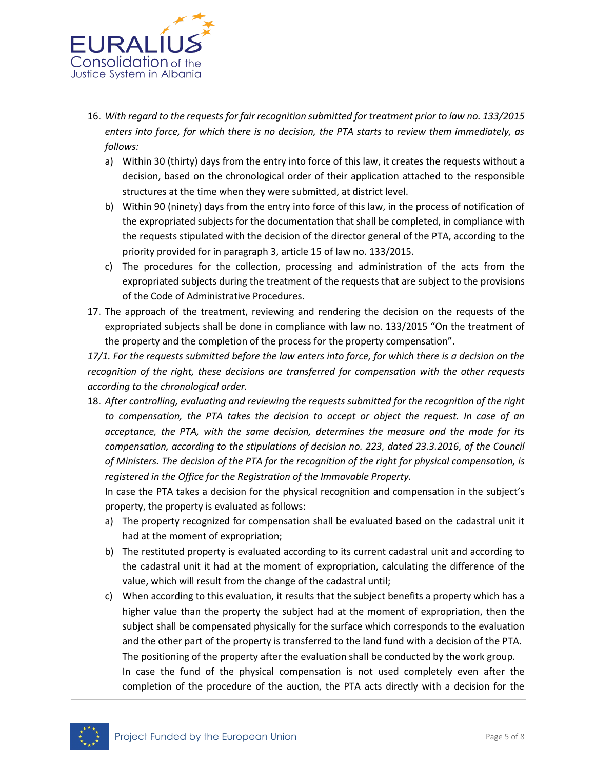16. *With regard to the requests for fair recognition submitted for treatment prior to law no. 133/2015 enters into force, for which there is no decision, the PTA starts to review them immediately, as follows:*
    a) Within 30 (thirty) days from the entry into force of this law, it creates the requests without a decision, based on the chronological order of their application attached to the responsible structures at the time when they were submitted, at district level.
    b) Within 90 (ninety) days from the entry into force of this law, in the process of notification of the expropriated subjects for the documentation that shall be completed, in compliance with the requests stipulated with the decision of the director general of the PTA, according to the priority provided for in paragraph 3, article 15 of law no. 133/2015.
    c) The procedures for the collection, processing and administration of the acts from the expropriated subjects during the treatment of the requests that are subject to the provisions of the Code of Administrative Procedures.
17. The approach of the treatment, reviewing and rendering the decision on the requests of the expropriated subjects shall be done in compliance with law no. 133/2015 "On the treatment of the property and the completion of the process for the property compensation".

*17/1. For the requests submitted before the law enters into force, for which there is a decision on the recognition of the right, these decisions are transferred for compensation with the other requests according to the chronological order.*

18. *After controlling, evaluating and reviewing the requests submitted for the recognition of the right to compensation, the PTA takes the decision to accept or object the request. In case of an acceptance, the PTA, with the same decision, determines the measure and the mode for its compensation, according to the stipulations of decision no. 223, dated 23.3.2016, of the Council of Ministers. The decision of the PTA for the recognition of the right for physical compensation, is registered in the Office for the Registration of the Immovable Property.*

    In case the PTA takes a decision for the physical recognition and compensation in the subject's property, the property is evaluated as follows:
    a) The property recognized for compensation shall be evaluated based on the cadastral unit it had at the moment of expropriation;
    b) The restituted property is evaluated according to its current cadastral unit and according to the cadastral unit it had at the moment of expropriation, calculating the difference of the value, which will result from the change of the cadastral until;
    c) When according to this evaluation, it results that the subject benefits a property which has a higher value than the property the subject had at the moment of expropriation, then the subject shall be compensated physically for the surface which corresponds to the evaluation and the other part of the property is transferred to the land fund with a decision of the PTA.
       The positioning of the property after the evaluation shall be conducted by the work group.
       In case the fund of the physical compensation is not used completely even after the completion of the procedure of the auction, the PTA acts directly with a decision for the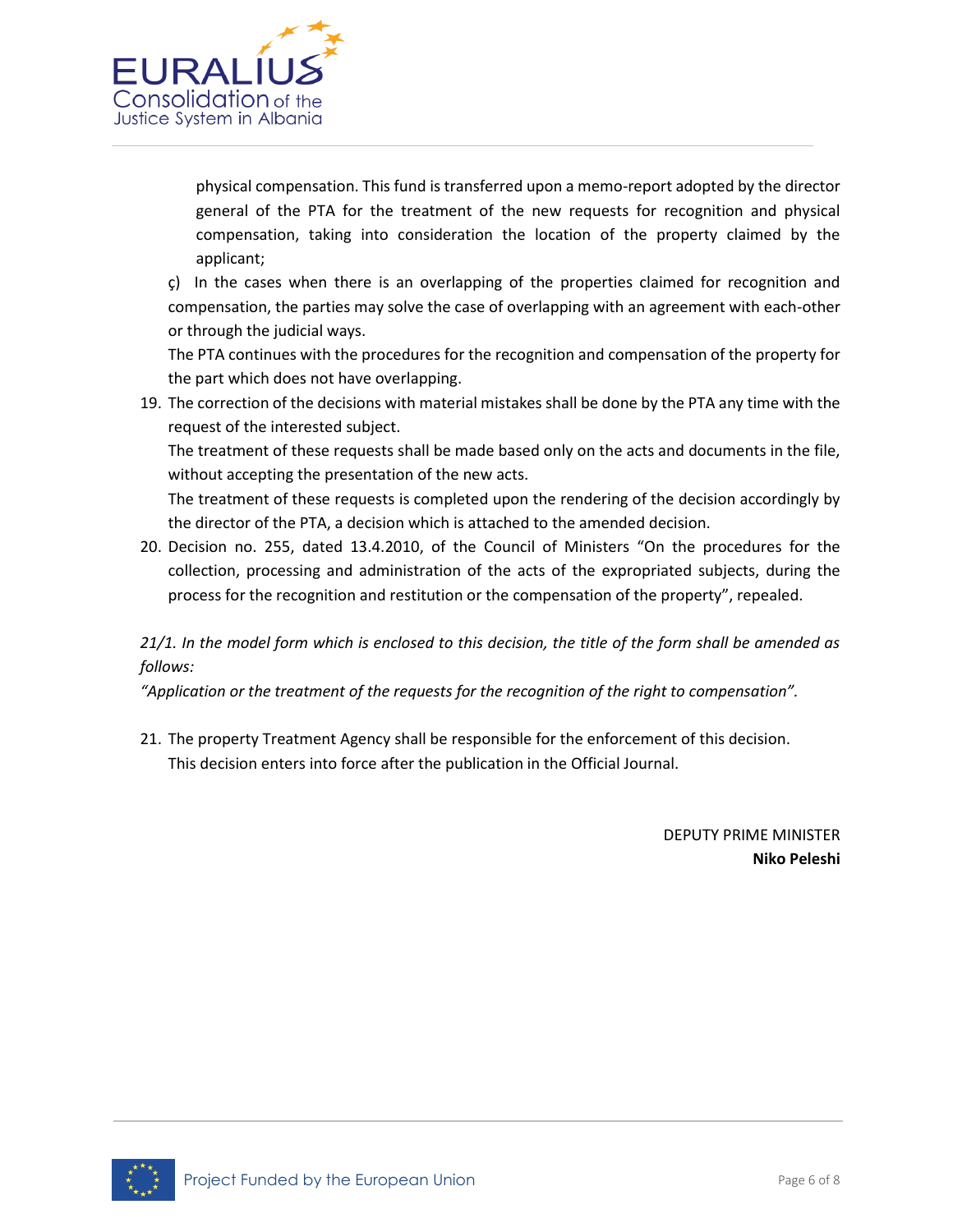physical compensation. This fund is transferred upon a memo-report adopted by the director general of the PTA for the treatment of the new requests for recognition and physical compensation, taking into consideration the location of the property claimed by the applicant;

ç) In the cases when there is an overlapping of the properties claimed for recognition and compensation, the parties may solve the case of overlapping with an agreement with each-other or through the judicial ways.

The PTA continues with the procedures for the recognition and compensation of the property for the part which does not have overlapping.

19. The correction of the decisions with material mistakes shall be done by the PTA any time with the request of the interested subject.

    The treatment of these requests shall be made based only on the acts and documents in the file, without accepting the presentation of the new acts.

    The treatment of these requests is completed upon the rendering of the decision accordingly by the director of the PTA, a decision which is attached to the amended decision.

20. Decision no. 255, dated 13.4.2010, of the Council of Ministers "On the procedures for the collection, processing and administration of the acts of the expropriated subjects, during the process for the recognition and restitution or the compensation of the property", repealed.

*21/1. In the model form which is enclosed to this decision, the title of the form shall be amended as follows:*

*"Application or the treatment of the requests for the recognition of the right to compensation".*

21. The property Treatment Agency shall be responsible for the enforcement of this decision.

    This decision enters into force after the publication in the Official Journal.

DEPUTY PRIME MINISTER

**Niko Peleshi**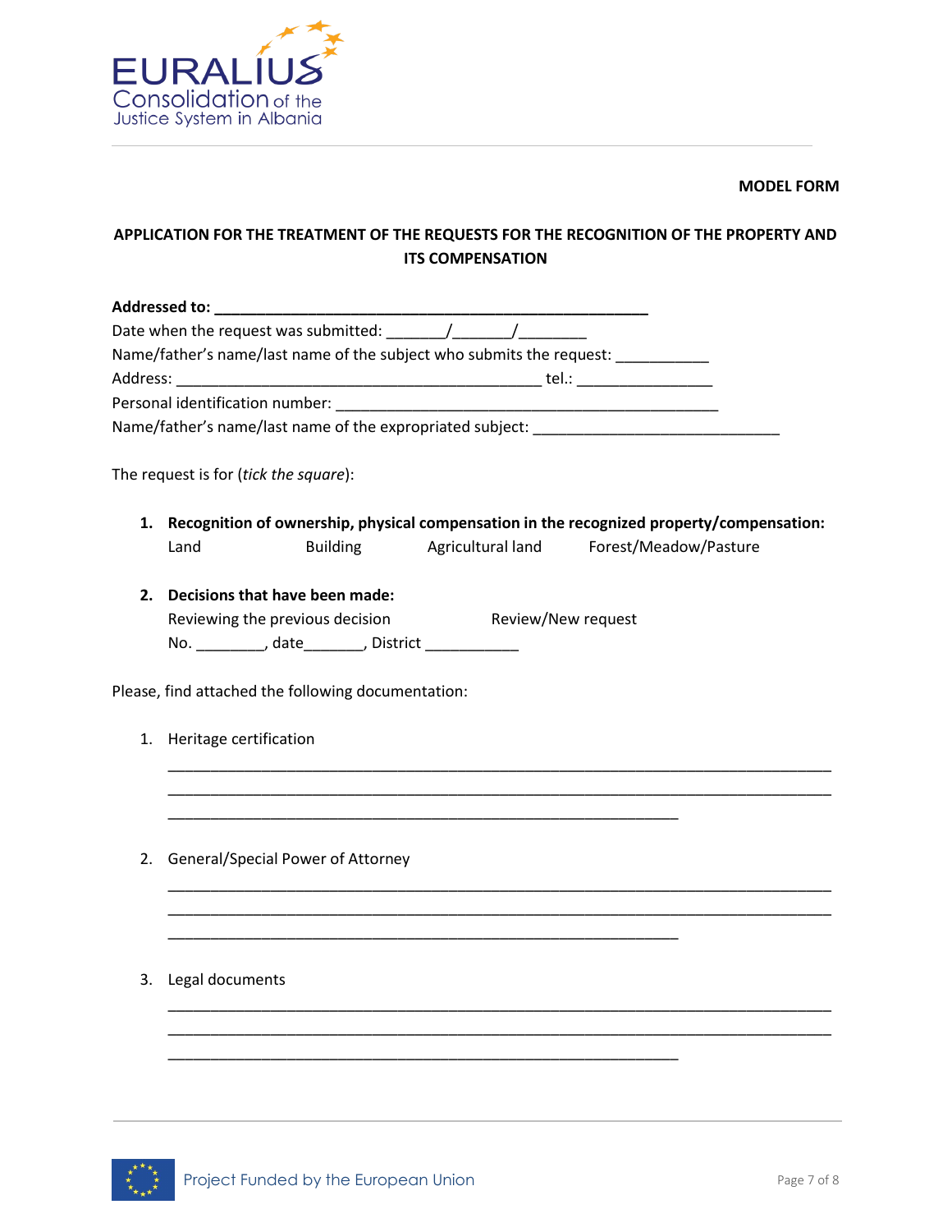**MODEL FORM**

**APPLICATION FOR THE TREATMENT OF THE REQUESTS FOR THE RECOGNITION OF THE PROPERTY AND ITS COMPENSATION**

**Addressed to: _______________________________________________**

Date when the request was submitted: _______/_______/________

Name/father's name/last name of the subject who submits the request: ___________

Address: ________________________________________ tel.: _______________

Personal identification number: __________________________________________

Name/father's name/last name of the expropriated subject: ___________________________

The request is for (*tick the square*):

1. **Recognition of ownership, physical compensation in the recognized property/compensation:**
   Land  Building  Agricultural land  Forest/Meadow/Pasture

2. **Decisions that have been made:**
   Reviewing the previous decision  Review/New request
   No. ________, date_______, District ___________

Please, find attached the following documentation:

1. Heritage certification
   ___________________________________________________________________________
   ___________________________________________________________________________
   __________________________________________________________

2. General/Special Power of Attorney
   ___________________________________________________________________________
   ___________________________________________________________________________
   __________________________________________________________

3. Legal documents
   ___________________________________________________________________________
   ___________________________________________________________________________
   __________________________________________________________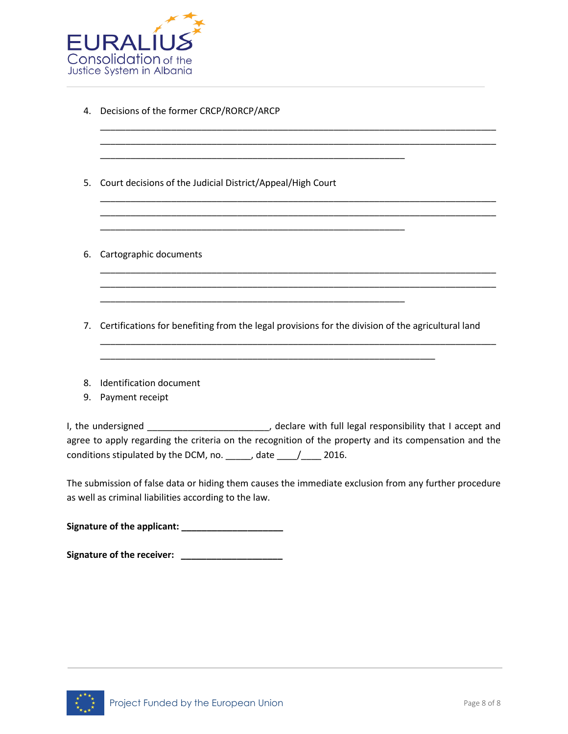4. Decisions of the former CRCP/RORCP/ARCP

   ___________________________________________________________________________
   ___________________________________________________________________________
   __________________________________________________________

5. Court decisions of the Judicial District/Appeal/High Court

   ___________________________________________________________________________
   ___________________________________________________________________________
   __________________________________________________________

6. Cartographic documents

   ___________________________________________________________________________
   ___________________________________________________________________________
   __________________________________________________________

7. Certifications for benefiting from the legal provisions for the division of the agricultural land

   ___________________________________________________________________________
   ________________________________________________________________

8. Identification document
9. Payment receipt

I, the undersigned _______________________, declare with full legal responsibility that I accept and agree to apply regarding the criteria on the recognition of the property and its compensation and the conditions stipulated by the DCM, no. _____, date ____/____ 2016.

The submission of false data or hiding them causes the immediate exclusion from any further procedure as well as criminal liabilities according to the law.

**Signature of the applicant: ___________________**

**Signature of the receiver: ___________________**